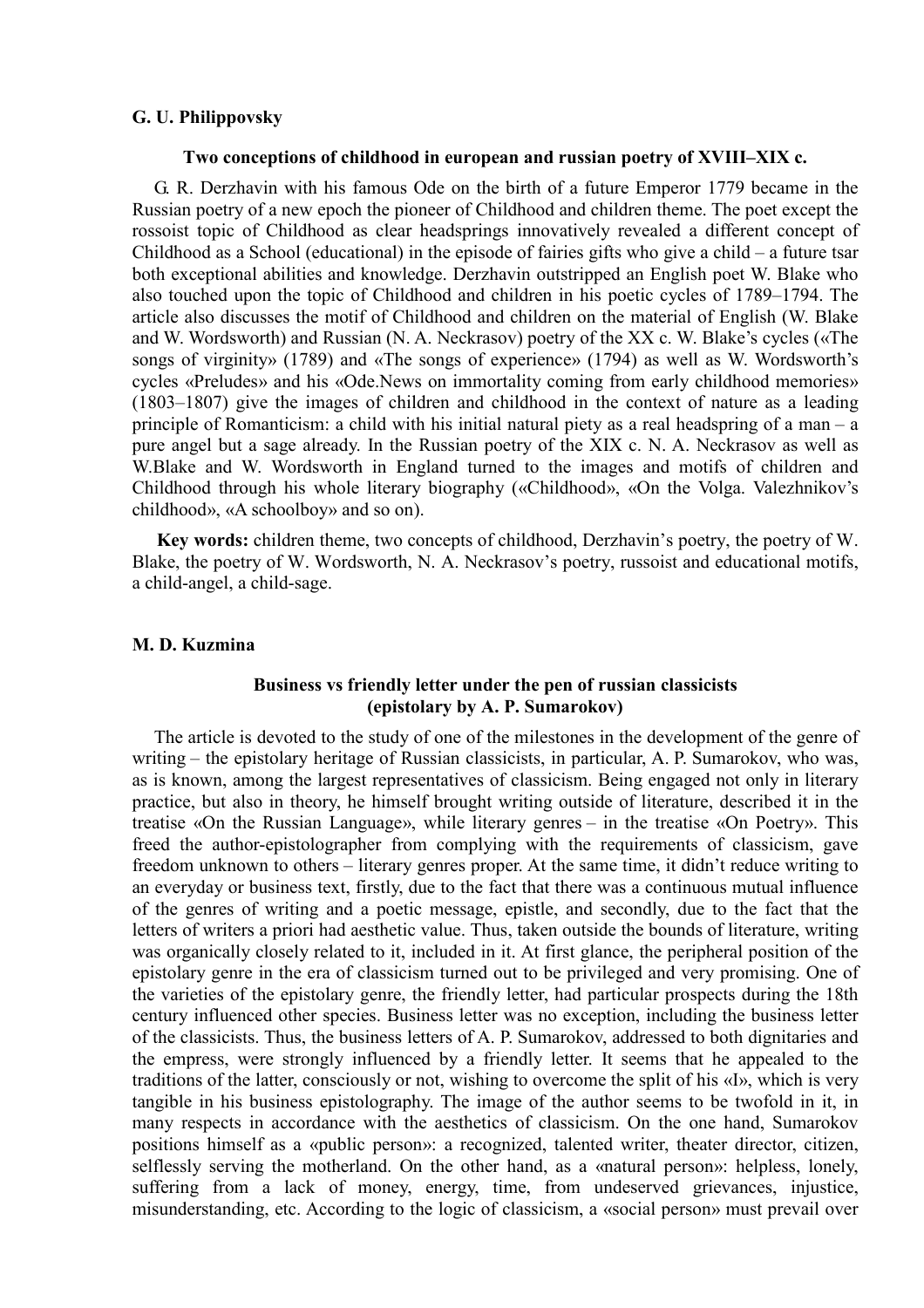**G. U. Philippovsky**

### Two conceptions of childhood in european and russian poetry of XVIII–XIX c.

G. R. Derzhavin with his famous Ode on the birth of a future Emperor 1779 became in the Russian poetry of a new epoch the pioneer of Childhood and children theme. The poet except the rossoist topic of Childhood as clear headsprings innovatively revealed a different concept of Childhood as a School (educational) in the episode of fairies gifts who give a child – a future tsar both exceptional abilities and knowledge. Derzhavin outstripped an English poet W. Blake who also touched upon the topic of Childhood and children in his poetic cycles of 1789–1794. The article also discusses the motif of Childhood and children on the material of English (W. Blake and W. Wordsworth) and Russian (N. A. Neckrasov) poetry of the XX c. W. Blake's cycles («The songs of virginity» (1789) and «The songs of experience» (1794) as well as W. Wordsworth's cycles «Preludes» and his «Ode.News on immortality coming from early childhood memories» (1803–1807) give the images of children and childhood in the context of nature as a leading principle of Romanticism: a child with his initial natural piety as a real headspring of a man – a pure angel but a sage already. In the Russian poetry of the XIX c. N. A. Neckrasov as well as W.Blake and W. Wordsworth in England turned to the images and motifs of children and Childhood through his whole literary biography («Childhood», «On the Volga. Valezhnikov's childhood», «A schoolboy» and so on).

**Key words:** children theme, two concepts of childhood, Derzhavin's poetry, the poetry of W. Blake, the poetry of W. Wordsworth, N. A. Neckrasov's poetry, russoist and educational motifs, a child-angel, a child-sage.

**M. D. Kuzmina**

### Business vs friendly letter under the pen of russian classicists (epistolary by A. P. Sumarokov)

The article is devoted to the study of one of the milestones in the development of the genre of writing – the epistolary heritage of Russian classicists, in particular, A. P. Sumarokov, who was, as is known, among the largest representatives of classicism. Being engaged not only in literary practice, but also in theory, he himself brought writing outside of literature, described it in the treatise «On the Russian Language», while literary genres – in the treatise «On Poetry». This freed the author-epistolographer from complying with the requirements of classicism, gave freedom unknown to others – literary genres proper. At the same time, it didn't reduce writing to an everyday or business text, firstly, due to the fact that there was a continuous mutual influence of the genres of writing and a poetic message, epistle, and secondly, due to the fact that the letters of writers a priori had aesthetic value. Thus, taken outside the bounds of literature, writing was organically closely related to it, included in it. At first glance, the peripheral position of the epistolary genre in the era of classicism turned out to be privileged and very promising. One of the varieties of the epistolary genre, the friendly letter, had particular prospects during the 18th century influenced other species. Business letter was no exception, including the business letter of the classicists. Thus, the business letters of A. P. Sumarokov, addressed to both dignitaries and the empress, were strongly influenced by a friendly letter. It seems that he appealed to the traditions of the latter, consciously or not, wishing to overcome the split of his «I», which is very tangible in his business epistolography. The image of the author seems to be twofold in it, in many respects in accordance with the aesthetics of classicism. On the one hand, Sumarokov positions himself as a «public person»: a recognized, talented writer, theater director, citizen, selflessly serving the motherland. On the other hand, as a «natural person»: helpless, lonely, suffering from a lack of money, energy, time, from undeserved grievances, injustice, misunderstanding, etc. According to the logic of classicism, a «social person» must prevail over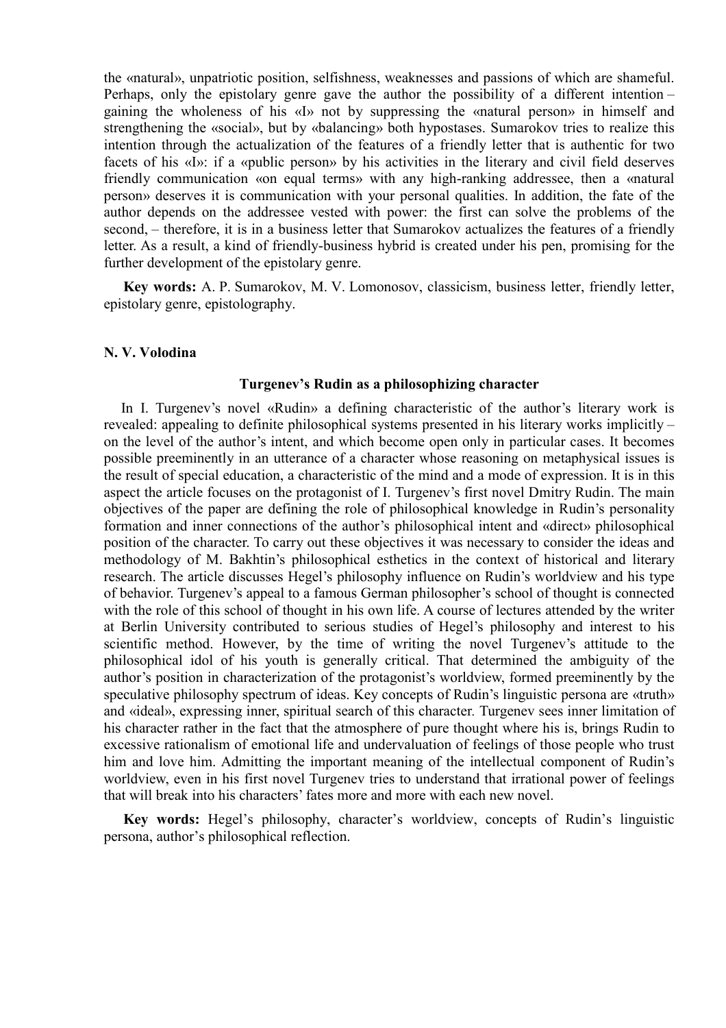the «natural», unpatriotic position, selfishness, weaknesses and passions of which are shameful. Perhaps, only the epistolary genre gave the author the possibility of a different intention – gaining the wholeness of his «I» not by suppressing the «natural person» in himself and strengthening the «social», but by «balancing» both hypostases. Sumarokov tries to realize this intention through the actualization of the features of a friendly letter that is authentic for two facets of his «I»: if a «public person» by his activities in the literary and civil field deserves friendly communication «on equal terms» with any high-ranking addressee, then a «natural person» deserves it is communication with your personal qualities. In addition, the fate of the author depends on the addressee vested with power: the first can solve the problems of the second, – therefore, it is in a business letter that Sumarokov actualizes the features of a friendly letter. As a result, a kind of friendly-business hybrid is created under his pen, promising for the further development of the epistolary genre.

**Key words:** A. P. Sumarokov, M. V. Lomonosov, classicism, business letter, friendly letter, epistolary genre, epistolography.

**N. V. Volodina**

### Turgenev's Rudin as a philosophizing character

In I. Turgenev's novel «Rudin» a defining characteristic of the author's literary work is revealed: appealing to definite philosophical systems presented in his literary works implicitly – on the level of the author's intent, and which become open only in particular cases. It becomes possible preeminently in an utterance of a character whose reasoning on metaphysical issues is the result of special education, a characteristic of the mind and a mode of expression. It is in this aspect the article focuses on the protagonist of I. Turgenev's first novel Dmitry Rudin. The main objectives of the paper are defining the role of philosophical knowledge in Rudin's personality formation and inner connections of the author's philosophical intent and «direct» philosophical position of the character. To carry out these objectives it was necessary to consider the ideas and methodology of M. Bakhtin's philosophical esthetics in the context of historical and literary research. The article discusses Hegel's philosophy influence on Rudin's worldview and his type of behavior. Turgenev's appeal to a famous German philosopher's school of thought is connected with the role of this school of thought in his own life. A course of lectures attended by the writer at Berlin University contributed to serious studies of Hegel's philosophy and interest to his scientific method. However, by the time of writing the novel Turgenev's attitude to the philosophical idol of his youth is generally critical. That determined the ambiguity of the author's position in characterization of the protagonist's worldview, formed preeminently by the speculative philosophy spectrum of ideas. Key concepts of Rudin's linguistic persona are «truth» and «ideal», expressing inner, spiritual search of this character. Turgenev sees inner limitation of his character rather in the fact that the atmosphere of pure thought where his is, brings Rudin to excessive rationalism of emotional life and undervaluation of feelings of those people who trust him and love him. Admitting the important meaning of the intellectual component of Rudin's worldview, even in his first novel Turgenev tries to understand that irrational power of feelings that will break into his characters' fates more and more with each new novel.

**Key words:** Hegel's philosophy, character's worldview, concepts of Rudin's linguistic persona, author's philosophical reflection.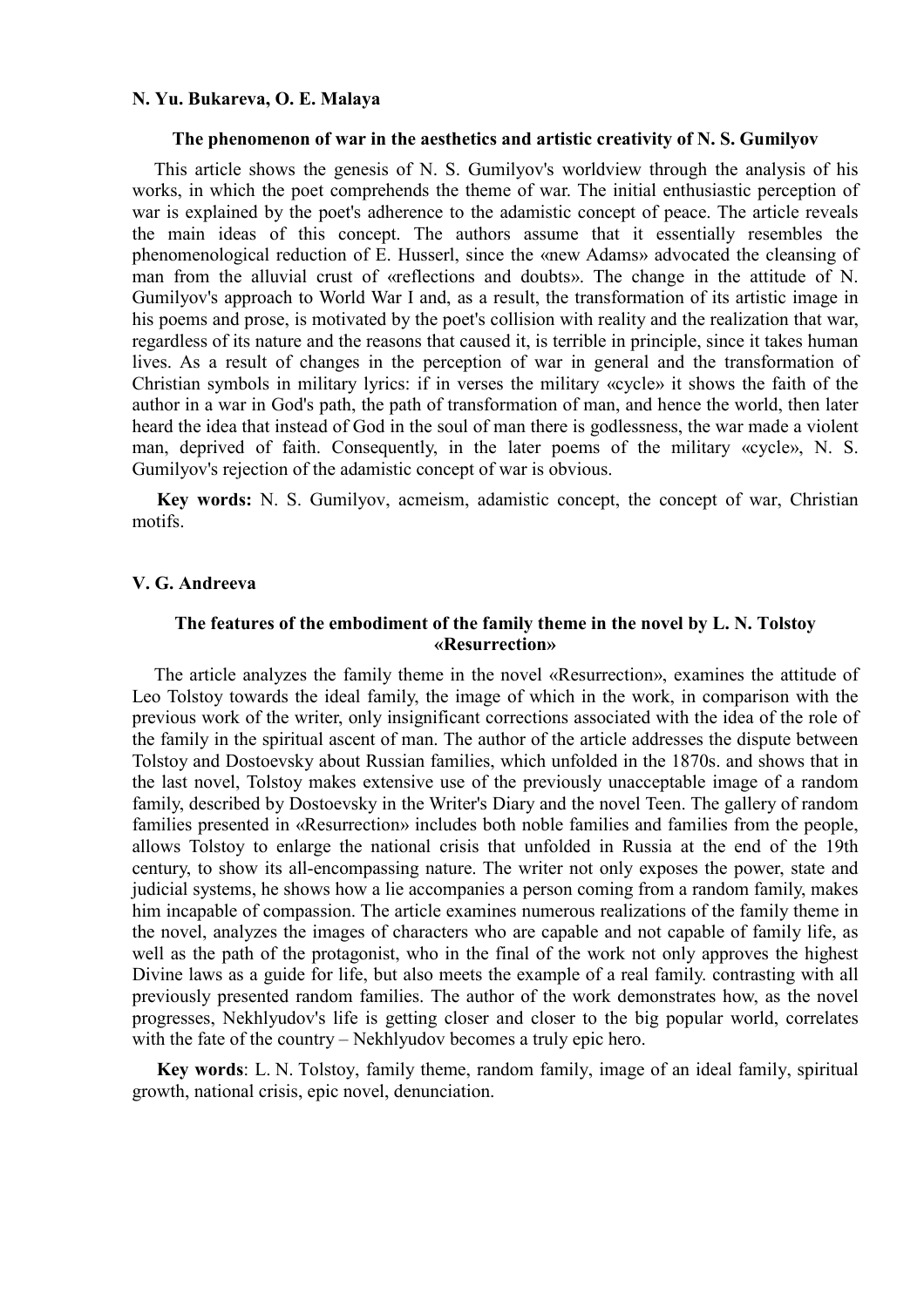**N. Yu. Bukareva, O. E. Malaya**

### The phenomenon of war in the aesthetics and artistic creativity of N. S. Gumilyov

This article shows the genesis of N. S. Gumilyov's worldview through the analysis of his works, in which the poet comprehends the theme of war. The initial enthusiastic perception of war is explained by the poet's adherence to the adamistic concept of peace. The article reveals the main ideas of this concept. The authors assume that it essentially resembles the phenomenological reduction of E. Husserl, since the «new Adams» advocated the cleansing of man from the alluvial crust of «reflections and doubts». The change in the attitude of N. Gumilyov's approach to World War I and, as a result, the transformation of its artistic image in his poems and prose, is motivated by the poet's collision with reality and the realization that war, regardless of its nature and the reasons that caused it, is terrible in principle, since it takes human lives. As a result of changes in the perception of war in general and the transformation of Christian symbols in military lyrics: if in verses the military «cycle» it shows the faith of the author in a war in God's path, the path of transformation of man, and hence the world, then later heard the idea that instead of God in the soul of man there is godlessness, the war made a violent man, deprived of faith. Consequently, in the later poems of the military «cycle», N. S. Gumilyov's rejection of the adamistic concept of war is obvious.

**Key words:** N. S. Gumilyov, acmeism, adamistic concept, the concept of war, Christian motifs.

**V. G. Andreeva**

### The features of the embodiment of the family theme in the novel by L. N. Tolstoy «Resurrection»

The article analyzes the family theme in the novel «Resurrection», examines the attitude of Leo Tolstoy towards the ideal family, the image of which in the work, in comparison with the previous work of the writer, only insignificant corrections associated with the idea of the role of the family in the spiritual ascent of man. The author of the article addresses the dispute between Tolstoy and Dostoevsky about Russian families, which unfolded in the 1870s. and shows that in the last novel, Tolstoy makes extensive use of the previously unacceptable image of a random family, described by Dostoevsky in the Writer's Diary and the novel Teen. The gallery of random families presented in «Resurrection» includes both noble families and families from the people, allows Tolstoy to enlarge the national crisis that unfolded in Russia at the end of the 19th century, to show its all-encompassing nature. The writer not only exposes the power, state and judicial systems, he shows how a lie accompanies a person coming from a random family, makes him incapable of compassion. The article examines numerous realizations of the family theme in the novel, analyzes the images of characters who are capable and not capable of family life, as well as the path of the protagonist, who in the final of the work not only approves the highest Divine laws as a guide for life, but also meets the example of a real family. contrasting with all previously presented random families. The author of the work demonstrates how, as the novel progresses, Nekhlyudov's life is getting closer and closer to the big popular world, correlates with the fate of the country – Nekhlyudov becomes a truly epic hero.

**Key words**: L. N. Tolstoy, family theme, random family, image of an ideal family, spiritual growth, national crisis, epic novel, denunciation.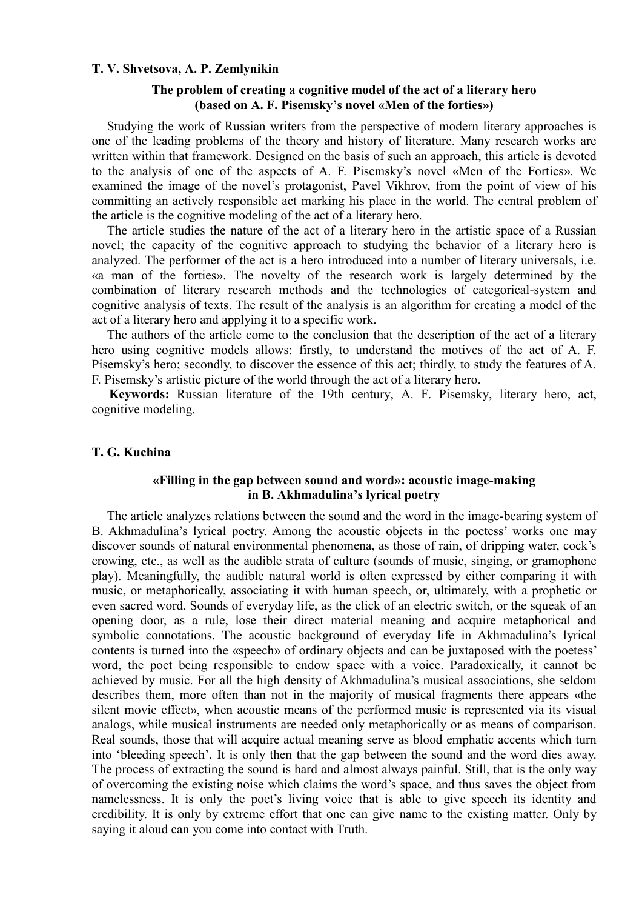**T. V. Shvetsova, A. P. Zemlynikin**

### The problem of creating a cognitive model of the act of a literary hero (based on A. F. Pisemsky's novel «Men of the forties»)

Studying the work of Russian writers from the perspective of modern literary approaches is one of the leading problems of the theory and history of literature. Many research works are written within that framework. Designed on the basis of such an approach, this article is devoted to the analysis of one of the aspects of A. F. Pisemsky's novel «Men of the Forties». We examined the image of the novel's protagonist, Pavel Vikhrov, from the point of view of his committing an actively responsible act marking his place in the world. The central problem of the article is the cognitive modeling of the act of a literary hero.

The article studies the nature of the act of a literary hero in the artistic space of a Russian novel; the capacity of the cognitive approach to studying the behavior of a literary hero is analyzed. The performer of the act is a hero introduced into a number of literary universals, i.e. «a man of the forties». The novelty of the research work is largely determined by the combination of literary research methods and the technologies of categorical-system and cognitive analysis of texts. The result of the analysis is an algorithm for creating a model of the act of a literary hero and applying it to a specific work.

The authors of the article come to the conclusion that the description of the act of a literary hero using cognitive models allows: firstly, to understand the motives of the act of A. F. Pisemsky's hero; secondly, to discover the essence of this act; thirdly, to study the features of A. F. Pisemsky's artistic picture of the world through the act of a literary hero.

**Keywords:** Russian literature of the 19th century, A. F. Pisemsky, literary hero, act, cognitive modeling.

**T. G. Kuchina**

### «Filling in the gap between sound and word»: acoustic image-making in B. Akhmadulina's lyrical poetry

The article analyzes relations between the sound and the word in the image-bearing system of B. Akhmadulina's lyrical poetry. Among the acoustic objects in the poetess' works one may discover sounds of natural environmental phenomena, as those of rain, of dripping water, cock's crowing, etc., as well as the audible strata of culture (sounds of music, singing, or gramophone play). Meaningfully, the audible natural world is often expressed by either comparing it with music, or metaphorically, associating it with human speech, or, ultimately, with a prophetic or even sacred word. Sounds of everyday life, as the click of an electric switch, or the squeak of an opening door, as a rule, lose their direct material meaning and acquire metaphorical and symbolic connotations. The acoustic background of everyday life in Akhmadulina's lyrical contents is turned into the «speech» of ordinary objects and can be juxtaposed with the poetess' word, the poet being responsible to endow space with a voice. Paradoxically, it cannot be achieved by music. For all the high density of Akhmadulina's musical associations, she seldom describes them, more often than not in the majority of musical fragments there appears «the silent movie effect», when acoustic means of the performed music is represented via its visual analogs, while musical instruments are needed only metaphorically or as means of comparison. Real sounds, those that will acquire actual meaning serve as blood emphatic accents which turn into 'bleeding speech'. It is only then that the gap between the sound and the word dies away. The process of extracting the sound is hard and almost always painful. Still, that is the only way of overcoming the existing noise which claims the word's space, and thus saves the object from namelessness. It is only the poet's living voice that is able to give speech its identity and credibility. It is only by extreme effort that one can give name to the existing matter. Only by saying it aloud can you come into contact with Truth.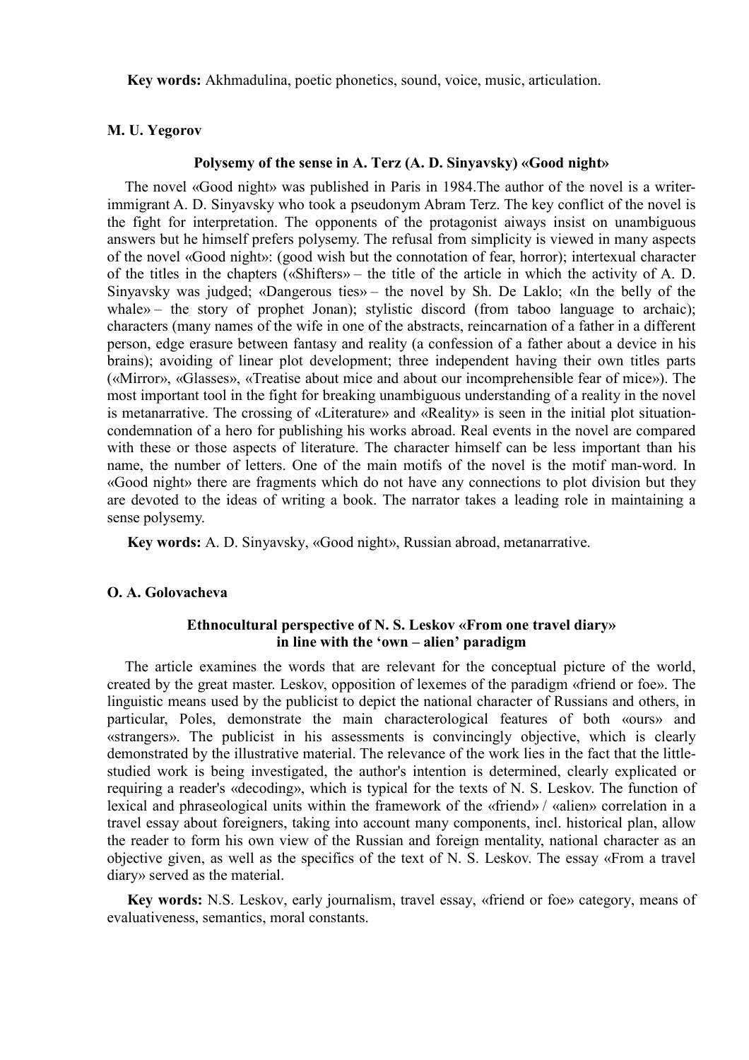**Key words:** Akhmadulina, poetic phonetics, sound, voice, music, articulation.

**M. U. Yegorov**

### Polysemy of the sense in A. Terz (A. D. Sinyavsky) «Good night»

The novel «Good night» was published in Paris in 1984.The author of the novel is a writer-immigrant A. D. Sinyavsky who took a pseudonym Abram Terz. The key conflict of the novel is the fight for interpretation. The opponents of the protagonist aiways insist on unambiguous answers but he himself prefers polysemy. The refusal from simplicity is viewed in many aspects of the novel «Good night»: (good wish but the connotation of fear, horror); intertexual character of the titles in the chapters («Shifters» – the title of the article in which the activity of A. D. Sinyavsky was judged; «Dangerous ties» – the novel by Sh. De Laklo; «In the belly of the whale» – the story of prophet Jonan); stylistic discord (from taboo language to archaic); characters (many names of the wife in one of the abstracts, reincarnation of a father in a different person, edge erasure between fantasy and reality (a confession of a father about a device in his brains); avoiding of linear plot development; three independent having their own titles parts («Mirror», «Glasses», «Treatise about mice and about our incomprehensible fear of mice»). The most important tool in the fight for breaking unambiguous understanding of a reality in the novel is metanarrative. The crossing of «Literature» and «Reality» is seen in the initial plot situation-condemnation of a hero for publishing his works abroad. Real events in the novel are compared with these or those aspects of literature. The character himself can be less important than his name, the number of letters. One of the main motifs of the novel is the motif man-word. In «Good night» there are fragments which do not have any connections to plot division but they are devoted to the ideas of writing a book. The narrator takes a leading role in maintaining a sense polysemy.

**Key words:** A. D. Sinyavsky, «Good night», Russian abroad, metanarrative.

**O. A. Golovacheva**

### Ethnocultural perspective of N. S. Leskov «From one travel diary» in line with the 'own – alien' paradigm

The article examines the words that are relevant for the conceptual picture of the world, created by the great master. Leskov, opposition of lexemes of the paradigm «friend or foe». The linguistic means used by the publicist to depict the national character of Russians and others, in particular, Poles, demonstrate the main characterological features of both «ours» and «strangers». The publicist in his assessments is convincingly objective, which is clearly demonstrated by the illustrative material. The relevance of the work lies in the fact that the little-studied work is being investigated, the author's intention is determined, clearly explicated or requiring a reader's «decoding», which is typical for the texts of N. S. Leskov. The function of lexical and phraseological units within the framework of the «friend» / «alien» correlation in a travel essay about foreigners, taking into account many components, incl. historical plan, allow the reader to form his own view of the Russian and foreign mentality, national character as an objective given, as well as the specifics of the text of N. S. Leskov. The essay «From a travel diary» served as the material.

**Key words:** N.S. Leskov, early journalism, travel essay, «friend or foe» category, means of evaluativeness, semantics, moral constants.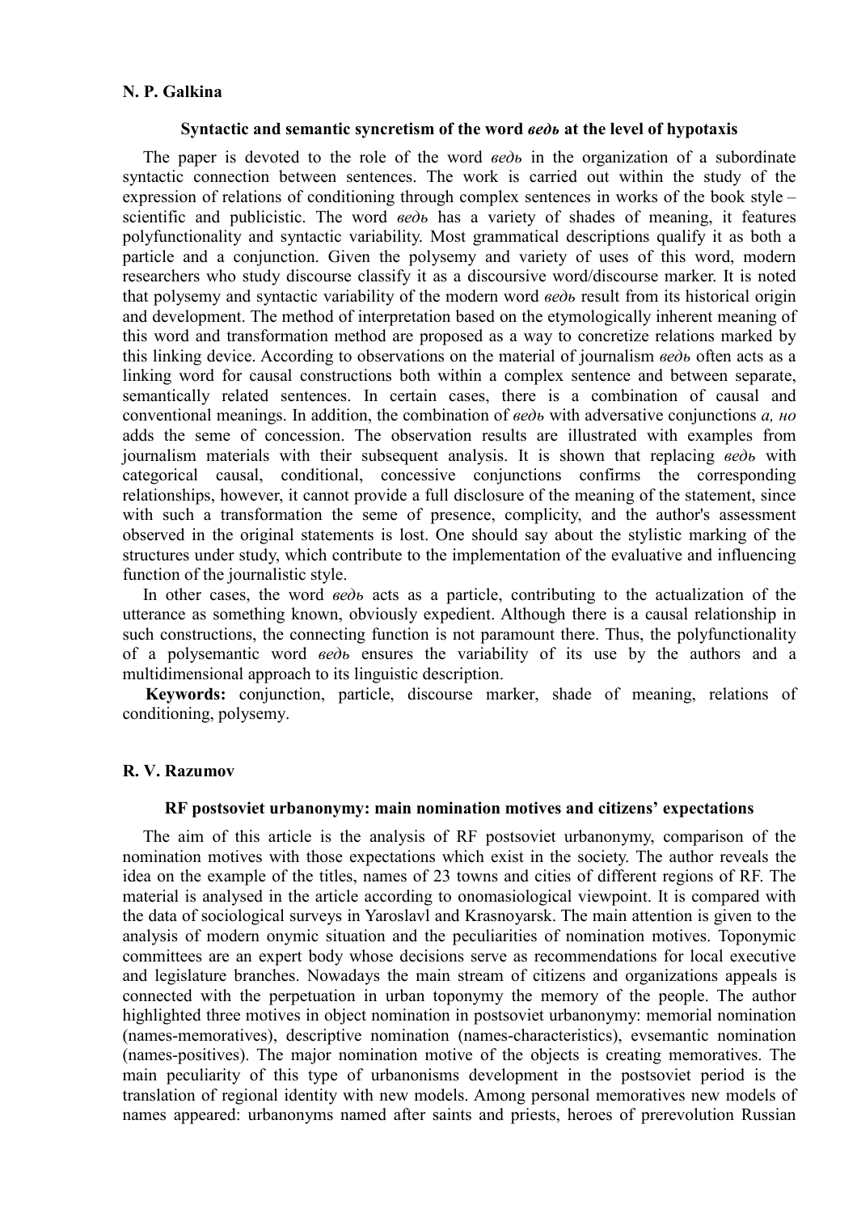**N. P. Galkina**

### Syntactic and semantic syncretism of the word *ведь* at the level of hypotaxis

The paper is devoted to the role of the word *ведь* in the organization of a subordinate syntactic connection between sentences. The work is carried out within the study of the expression of relations of conditioning through complex sentences in works of the book style – scientific and publicistic. The word *ведь* has a variety of shades of meaning, it features polyfunctionality and syntactic variability. Most grammatical descriptions qualify it as both a particle and a conjunction. Given the polysemy and variety of uses of this word, modern researchers who study discourse classify it as a discoursive word/discourse marker. It is noted that polysemy and syntactic variability of the modern word *ведь* result from its historical origin and development. The method of interpretation based on the etymologically inherent meaning of this word and transformation method are proposed as a way to concretize relations marked by this linking device. According to observations on the material of journalism *ведь* often acts as a linking word for causal constructions both within a complex sentence and between separate, semantically related sentences. In certain cases, there is a combination of causal and conventional meanings. In addition, the combination of *ведь* with adversative conjunctions *а, но* adds the seme of concession. The observation results are illustrated with examples from journalism materials with their subsequent analysis. It is shown that replacing *ведь* with categorical causal, conditional, concessive conjunctions confirms the corresponding relationships, however, it cannot provide a full disclosure of the meaning of the statement, since with such a transformation the seme of presence, complicity, and the author's assessment observed in the original statements is lost. One should say about the stylistic marking of the structures under study, which contribute to the implementation of the evaluative and influencing function of the journalistic style.

In other cases, the word *ведь* acts as a particle, contributing to the actualization of the utterance as something known, obviously expedient. Although there is a causal relationship in such constructions, the connecting function is not paramount there. Thus, the polyfunctionality of a polysemantic word *ведь* ensures the variability of its use by the authors and a multidimensional approach to its linguistic description.

**Keywords:** conjunction, particle, discourse marker, shade of meaning, relations of conditioning, polysemy.

**R. V. Razumov**

### RF postsoviet urbanonymy: main nomination motives and citizens' expectations

The aim of this article is the analysis of RF postsoviet urbanonymy, comparison of the nomination motives with those expectations which exist in the society. The author reveals the idea on the example of the titles, names of 23 towns and cities of different regions of RF. The material is analysed in the article according to onomasiological viewpoint. It is compared with the data of sociological surveys in Yaroslavl and Krasnoyarsk. The main attention is given to the analysis of modern onymic situation and the peculiarities of nomination motives. Toponymic committees are an expert body whose decisions serve as recommendations for local executive and legislature branches. Nowadays the main stream of citizens and organizations appeals is connected with the perpetuation in urban toponymy the memory of the people. The author highlighted three motives in object nomination in postsoviet urbanonymy: memorial nomination (names-memoratives), descriptive nomination (names-characteristics), evsemantic nomination (names-positives). The major nomination motive of the objects is creating memoratives. The main peculiarity of this type of urbanonisms development in the postsoviet period is the translation of regional identity with new models. Among personal memoratives new models of names appeared: urbanonyms named after saints and priests, heroes of prerevolution Russian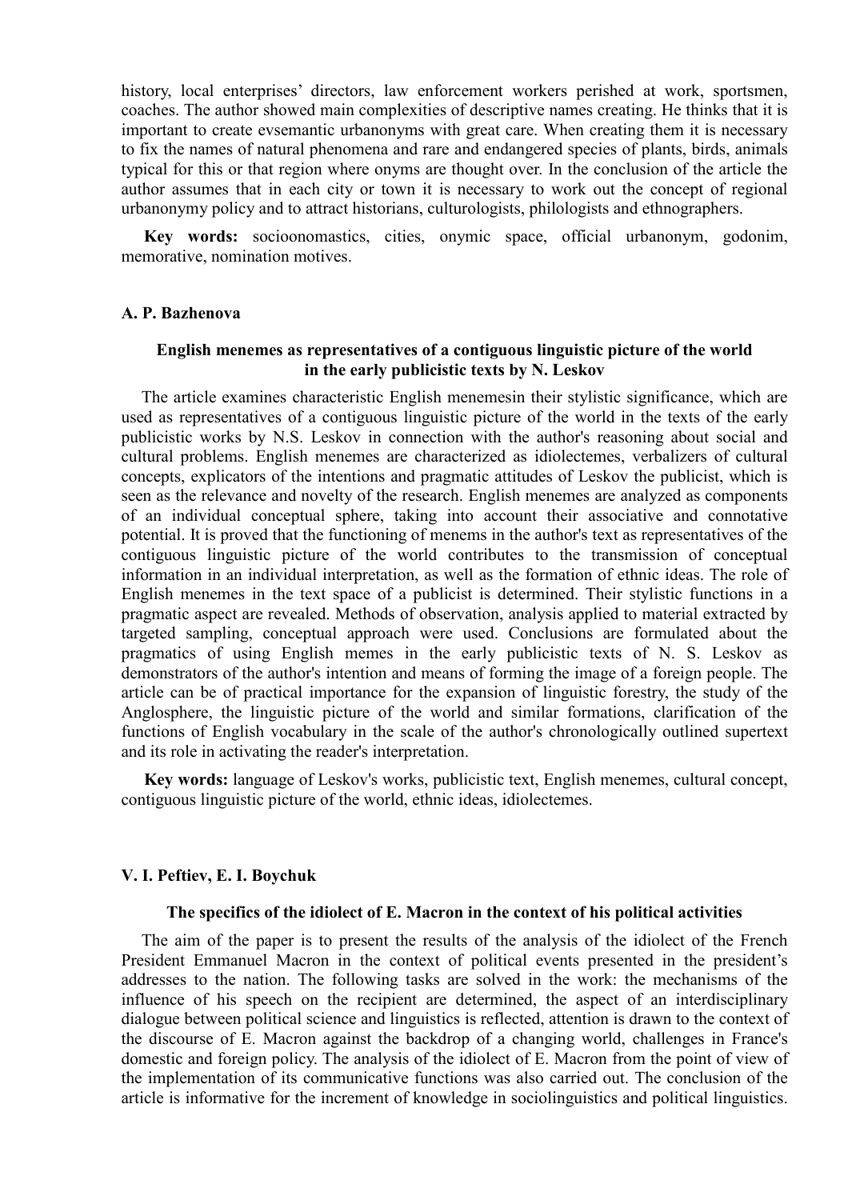history, local enterprises' directors, law enforcement workers perished at work, sportsmen, coaches. The author showed main complexities of descriptive names creating. He thinks that it is important to create evsemantic urbanonyms with great care. When creating them it is necessary to fix the names of natural phenomena and rare and endangered species of plants, birds, animals typical for this or that region where onyms are thought over. In the conclusion of the article the author assumes that in each city or town it is necessary to work out the concept of regional urbanonymy policy and to attract historians, culturologists, philologists and ethnographers.

**Key words:** socioonomastics, cities, onymic space, official urbanonym, godonim, memorative, nomination motives.

**A. P. Bazhenova**

**English menemes as representatives of a contiguous linguistic picture of the world in the early publicistic texts by N. Leskov**

The article examines characteristic English menemesin their stylistic significance, which are used as representatives of a contiguous linguistic picture of the world in the texts of the early publicistic works by N.S. Leskov in connection with the author's reasoning about social and cultural problems. English menemes are characterized as idiolectemes, verbalizers of cultural concepts, explicators of the intentions and pragmatic attitudes of Leskov the publicist, which is seen as the relevance and novelty of the research. English menemes are analyzed as components of an individual conceptual sphere, taking into account their associative and connotative potential. It is proved that the functioning of menems in the author's text as representatives of the contiguous linguistic picture of the world contributes to the transmission of conceptual information in an individual interpretation, as well as the formation of ethnic ideas. The role of English menemes in the text space of a publicist is determined. Their stylistic functions in a pragmatic aspect are revealed. Methods of observation, analysis applied to material extracted by targeted sampling, conceptual approach were used. Conclusions are formulated about the pragmatics of using English memes in the early publicistic texts of N. S. Leskov as demonstrators of the author's intention and means of forming the image of a foreign people. The article can be of practical importance for the expansion of linguistic forestry, the study of the Anglosphere, the linguistic picture of the world and similar formations, clarification of the functions of English vocabulary in the scale of the author's chronologically outlined supertext and its role in activating the reader's interpretation.

**Key words:** language of Leskov's works, publicistic text, English menemes, cultural concept, contiguous linguistic picture of the world, ethnic ideas, idiolectemes.

**V. I. Peftiev, E. I. Boychuk**

**The specifics of the idiolect of E. Macron in the context of his political activities**

The aim of the paper is to present the results of the analysis of the idiolect of the French President Emmanuel Macron in the context of political events presented in the president's addresses to the nation. The following tasks are solved in the work: the mechanisms of the influence of his speech on the recipient are determined, the aspect of an interdisciplinary dialogue between political science and linguistics is reflected, attention is drawn to the context of the discourse of E. Macron against the backdrop of a changing world, challenges in France's domestic and foreign policy. The analysis of the idiolect of E. Macron from the point of view of the implementation of its communicative functions was also carried out. The conclusion of the article is informative for the increment of knowledge in sociolinguistics and political linguistics.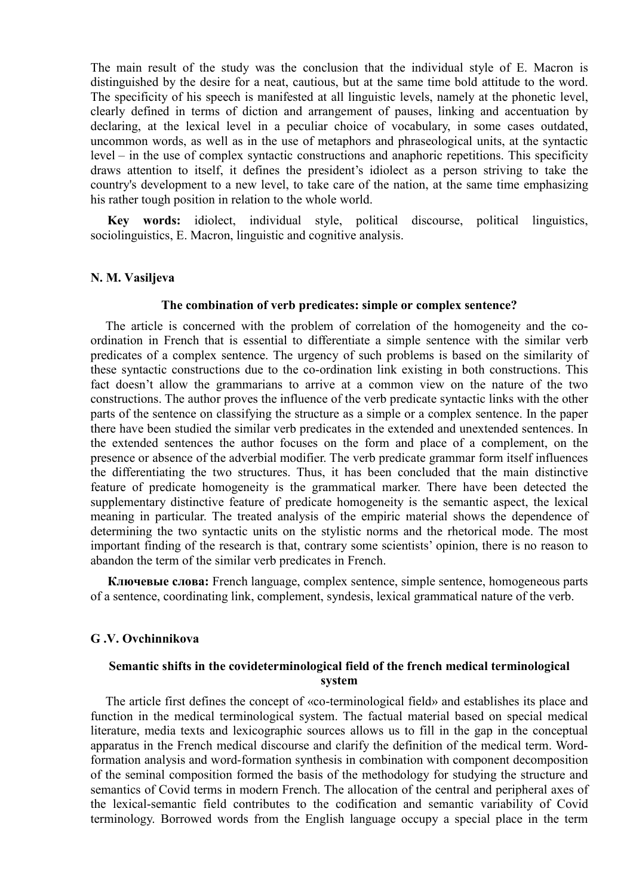The main result of the study was the conclusion that the individual style of E. Macron is distinguished by the desire for a neat, cautious, but at the same time bold attitude to the word. The specificity of his speech is manifested at all linguistic levels, namely at the phonetic level, clearly defined in terms of diction and arrangement of pauses, linking and accentuation by declaring, at the lexical level in a peculiar choice of vocabulary, in some cases outdated, uncommon words, as well as in the use of metaphors and phraseological units, at the syntactic level – in the use of complex syntactic constructions and anaphoric repetitions. This specificity draws attention to itself, it defines the president's idiolect as a person striving to take the country's development to a new level, to take care of the nation, at the same time emphasizing his rather tough position in relation to the whole world.

**Key words:** idiolect, individual style, political discourse, political linguistics, sociolinguistics, E. Macron, linguistic and cognitive analysis.

**N. M. Vasiljeva**

### The combination of verb predicates: simple or complex sentence?

The article is concerned with the problem of correlation of the homogeneity and the co-ordination in French that is essential to differentiate a simple sentence with the similar verb predicates of a complex sentence. The urgency of such problems is based on the similarity of these syntactic constructions due to the co-ordination link existing in both constructions. This fact doesn't allow the grammarians to arrive at a common view on the nature of the two constructions. The author proves the influence of the verb predicate syntactic links with the other parts of the sentence on classifying the structure as a simple or a complex sentence. In the paper there have been studied the similar verb predicates in the extended and unextended sentences. In the extended sentences the author focuses on the form and place of a complement, on the presence or absence of the adverbial modifier. The verb predicate grammar form itself influences the differentiating the two structures. Thus, it has been concluded that the main distinctive feature of predicate homogeneity is the grammatical marker. There have been detected the supplementary distinctive feature of predicate homogeneity is the semantic aspect, the lexical meaning in particular. The treated analysis of the empiric material shows the dependence of determining the two syntactic units on the stylistic norms and the rhetorical mode. The most important finding of the research is that, contrary some scientists' opinion, there is no reason to abandon the term of the similar verb predicates in French.

**Ключевые слова:** French language, complex sentence, simple sentence, homogeneous parts of a sentence, coordinating link, complement, syndesis, lexical grammatical nature of the verb.

**G .V. Ovchinnikova**

### Semantic shifts in the covideterminological field of the french medical terminological system

The article first defines the concept of «co-terminological field» and establishes its place and function in the medical terminological system. The factual material based on special medical literature, media texts and lexicographic sources allows us to fill in the gap in the conceptual apparatus in the French medical discourse and clarify the definition of the medical term. Word-formation analysis and word-formation synthesis in combination with component decomposition of the seminal composition formed the basis of the methodology for studying the structure and semantics of Covid terms in modern French. The allocation of the central and peripheral axes of the lexical-semantic field contributes to the codification and semantic variability of Covid terminology. Borrowed words from the English language occupy a special place in the term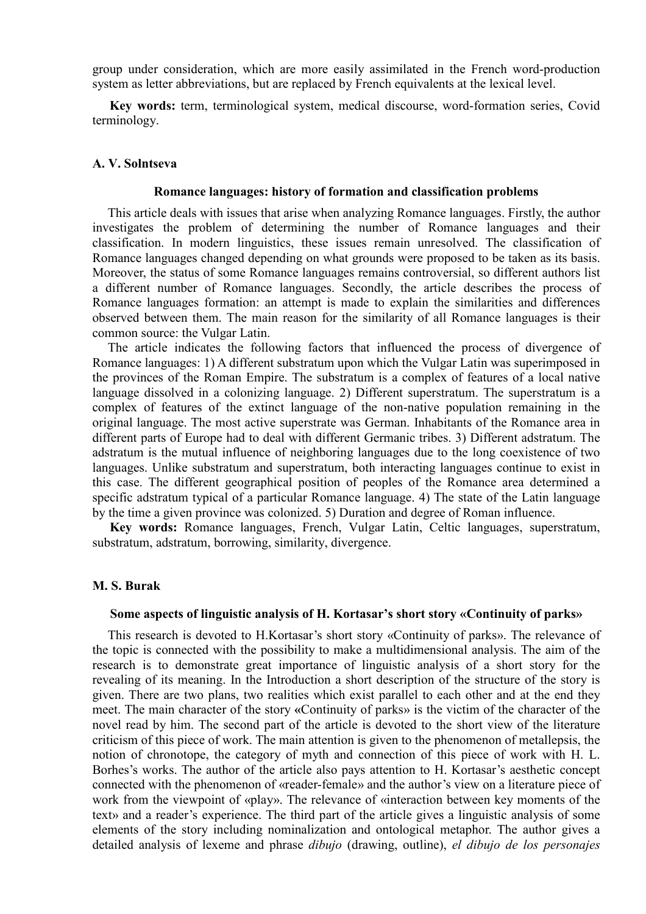group under consideration, which are more easily assimilated in the French word-production system as letter abbreviations, but are replaced by French equivalents at the lexical level.

**Key words:** term, terminological system, medical discourse, word-formation series, Covid terminology.

**A. V. Solntseva**

### Romance languages: history of formation and classification problems

This article deals with issues that arise when analyzing Romance languages. Firstly, the author investigates the problem of determining the number of Romance languages and their classification. In modern linguistics, these issues remain unresolved. The classification of Romance languages changed depending on what grounds were proposed to be taken as its basis. Moreover, the status of some Romance languages remains controversial, so different authors list a different number of Romance languages. Secondly, the article describes the process of Romance languages formation: an attempt is made to explain the similarities and differences observed between them. The main reason for the similarity of all Romance languages is their common source: the Vulgar Latin.

The article indicates the following factors that influenced the process of divergence of Romance languages: 1) A different substratum upon which the Vulgar Latin was superimposed in the provinces of the Roman Empire. The substratum is a complex of features of a local native language dissolved in a colonizing language. 2) Different superstratum. The superstratum is a complex of features of the extinct language of the non-native population remaining in the original language. The most active superstrate was German. Inhabitants of the Romance area in different parts of Europe had to deal with different Germanic tribes. 3) Different adstratum. The adstratum is the mutual influence of neighboring languages due to the long coexistence of two languages. Unlike substratum and superstratum, both interacting languages continue to exist in this case. The different geographical position of peoples of the Romance area determined a specific adstratum typical of a particular Romance language. 4) The state of the Latin language by the time a given province was colonized. 5) Duration and degree of Roman influence.

**Key words:** Romance languages, French, Vulgar Latin, Celtic languages, superstratum, substratum, adstratum, borrowing, similarity, divergence.

**M. S. Burak**

### Some aspects of linguistic analysis of H. Kortasar's short story «Continuity of parks»

This research is devoted to H.Kortasar's short story «Continuity of parks». The relevance of the topic is connected with the possibility to make a multidimensional analysis. The aim of the research is to demonstrate great importance of linguistic analysis of a short story for the revealing of its meaning. In the Introduction a short description of the structure of the story is given. There are two plans, two realities which exist parallel to each other and at the end they meet. The main character of the story «Continuity of parks» is the victim of the character of the novel read by him. The second part of the article is devoted to the short view of the literature criticism of this piece of work. The main attention is given to the phenomenon of metallepsis, the notion of chronotope, the category of myth and connection of this piece of work with H. L. Borhes's works. The author of the article also pays attention to H. Kortasar's aesthetic concept connected with the phenomenon of «reader-female» and the author's view on a literature piece of work from the viewpoint of «play». The relevance of «interaction between key moments of the text» and a reader's experience. The third part of the article gives a linguistic analysis of some elements of the story including nominalization and ontological metaphor. The author gives a detailed analysis of lexeme and phrase *dibujo* (drawing, outline), *el dibujo de los personajes*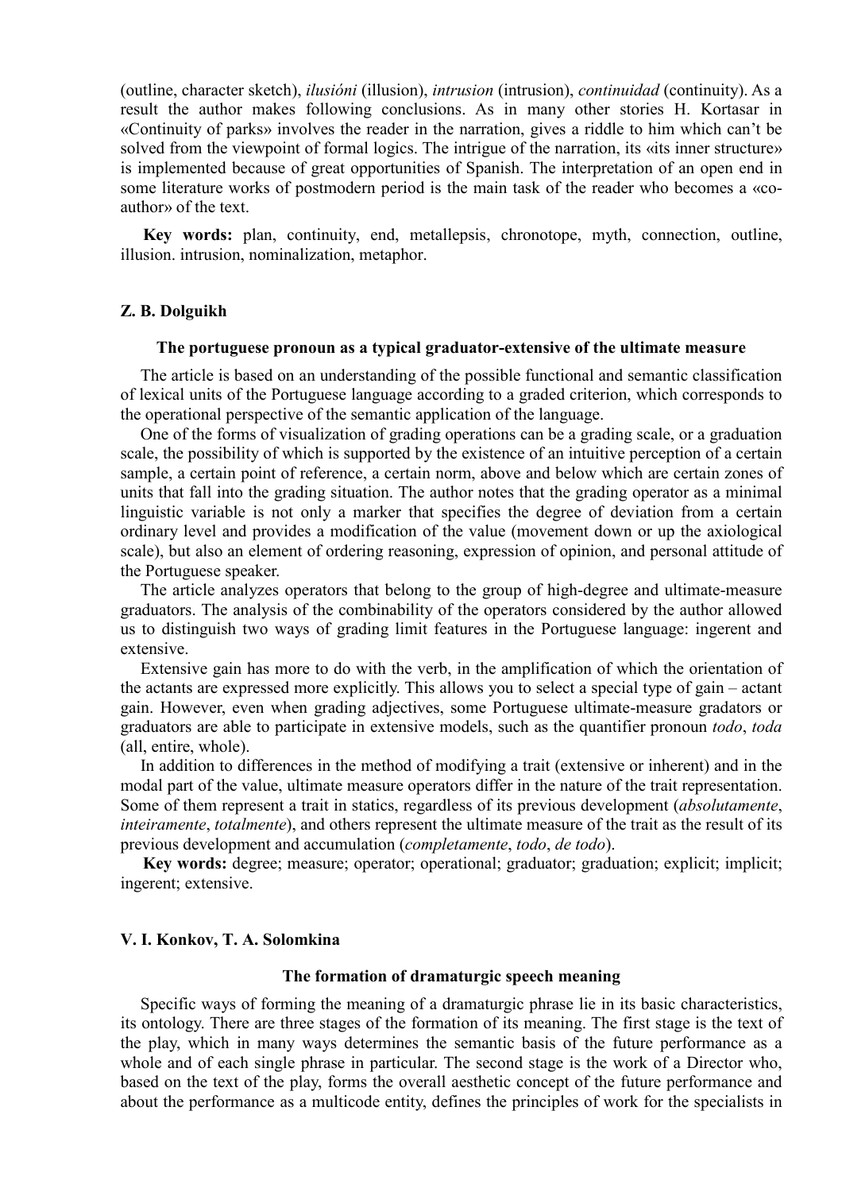(outline, character sketch), *ilusióni* (illusion), *intrusion* (intrusion), *continuidad* (continuity). As a result the author makes following conclusions. As in many other stories H. Kortasar in «Continuity of parks» involves the reader in the narration, gives a riddle to him which can't be solved from the viewpoint of formal logics. The intrigue of the narration, its «its inner structure» is implemented because of great opportunities of Spanish. The interpretation of an open end in some literature works of postmodern period is the main task of the reader who becomes a «co-author» of the text.

**Key words:** plan, continuity, end, metallepsis, chronotope, myth, connection, outline, illusion. intrusion, nominalization, metaphor.

**Z. B. Dolguikh**

### The portuguese pronoun as a typical graduator-extensive of the ultimate measure

The article is based on an understanding of the possible functional and semantic classification of lexical units of the Portuguese language according to a graded criterion, which corresponds to the operational perspective of the semantic application of the language.

One of the forms of visualization of grading operations can be a grading scale, or a graduation scale, the possibility of which is supported by the existence of an intuitive perception of a certain sample, a certain point of reference, a certain norm, above and below which are certain zones of units that fall into the grading situation. The author notes that the grading operator as a minimal linguistic variable is not only a marker that specifies the degree of deviation from a certain ordinary level and provides a modification of the value (movement down or up the axiological scale), but also an element of ordering reasoning, expression of opinion, and personal attitude of the Portuguese speaker.

The article analyzes operators that belong to the group of high-degree and ultimate-measure graduators. The analysis of the combinability of the operators considered by the author allowed us to distinguish two ways of grading limit features in the Portuguese language: ingerent and extensive.

Extensive gain has more to do with the verb, in the amplification of which the orientation of the actants are expressed more explicitly. This allows you to select a special type of gain – actant gain. However, even when grading adjectives, some Portuguese ultimate-measure gradators or graduators are able to participate in extensive models, such as the quantifier pronoun *todo*, *toda* (all, entire, whole).

In addition to differences in the method of modifying a trait (extensive or inherent) and in the modal part of the value, ultimate measure operators differ in the nature of the trait representation. Some of them represent a trait in statics, regardless of its previous development (*absolutamente*, *inteiramente*, *totalmente*), and others represent the ultimate measure of the trait as the result of its previous development and accumulation (*completamente*, *todo*, *de todo*).

**Key words:** degree; measure; operator; operational; graduator; graduation; explicit; implicit; ingerent; extensive.

**V. I. Konkov, T. A. Solomkina**

### The formation of dramaturgic speech meaning

Specific ways of forming the meaning of a dramaturgic phrase lie in its basic characteristics, its ontology. There are three stages of the formation of its meaning. The first stage is the text of the play, which in many ways determines the semantic basis of the future performance as a whole and of each single phrase in particular. The second stage is the work of a Director who, based on the text of the play, forms the overall aesthetic concept of the future performance and about the performance as a multicode entity, defines the principles of work for the specialists in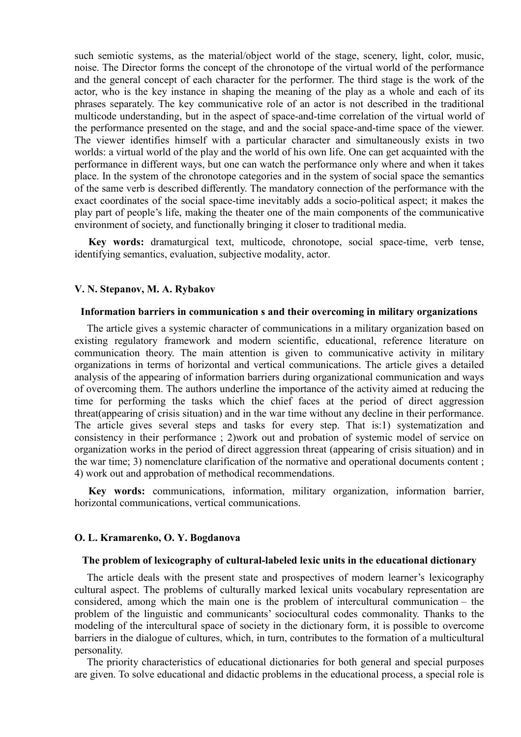such semiotic systems, as the material/object world of the stage, scenery, light, color, music, noise. The Director forms the concept of the chronotope of the virtual world of the performance and the general concept of each character for the performer. The third stage is the work of the actor, who is the key instance in shaping the meaning of the play as a whole and each of its phrases separately. The key communicative role of an actor is not described in the traditional multicode understanding, but in the aspect of space-and-time correlation of the virtual world of the performance presented on the stage, and and the social space-and-time space of the viewer. The viewer identifies himself with a particular character and simultaneously exists in two worlds: a virtual world of the play and the world of his own life. One can get acquainted with the performance in different ways, but one can watch the performance only where and when it takes place. In the system of the chronotope categories and in the system of social space the semantics of the same verb is described differently. The mandatory connection of the performance with the exact coordinates of the social space-time inevitably adds a socio-political aspect; it makes the play part of people's life, making the theater one of the main components of the communicative environment of society, and functionally bringing it closer to traditional media.

**Key words:** dramaturgical text, multicode, chronotope, social space-time, verb tense, identifying semantics, evaluation, subjective modality, actor.

**V. N. Stepanov, M. A. Rybakov**

**Information barriers in communication s and their overcoming in military organizations**

The article gives a systemic character of communications in a military organization based on existing regulatory framework and modern scientific, educational, reference literature on communication theory. The main attention is given to communicative activity in military organizations in terms of horizontal and vertical communications. The article gives a detailed analysis of the appearing of information barriers during organizational communication and ways of overcoming them. The authors underline the importance of the activity aimed at reducing the time for performing the tasks which the chief faces at the period of direct aggression threat(appearing of crisis situation) and in the war time without any decline in their performance. The article gives several steps and tasks for every step. That is:1) systematization and consistency in their performance ; 2)work out and probation of systemic model of service on organization works in the period of direct aggression threat (appearing of crisis situation) and in the war time; 3) nomenclature clarification of the normative and operational documents content ; 4) work out and approbation of methodical recommendations.

**Key words:** communications, information, military organization, information barrier, horizontal communications, vertical communications.

**O. L. Kramarenko, O. Y. Bogdanova**

**The problem of lexicography of cultural-labeled lexic units in the educational dictionary**

The article deals with the present state and prospectives of modern learner's lexicography cultural aspect. The problems of culturally marked lexical units vocabulary representation are considered, among which the main one is the problem of intercultural communication – the problem of the linguistic and communicants' sociocultural codes commonality. Thanks to the modeling of the intercultural space of society in the dictionary form, it is possible to overcome barriers in the dialogue of cultures, which, in turn, contributes to the formation of a multicultural personality.

The priority characteristics of educational dictionaries for both general and special purposes are given. To solve educational and didactic problems in the educational process, a special role is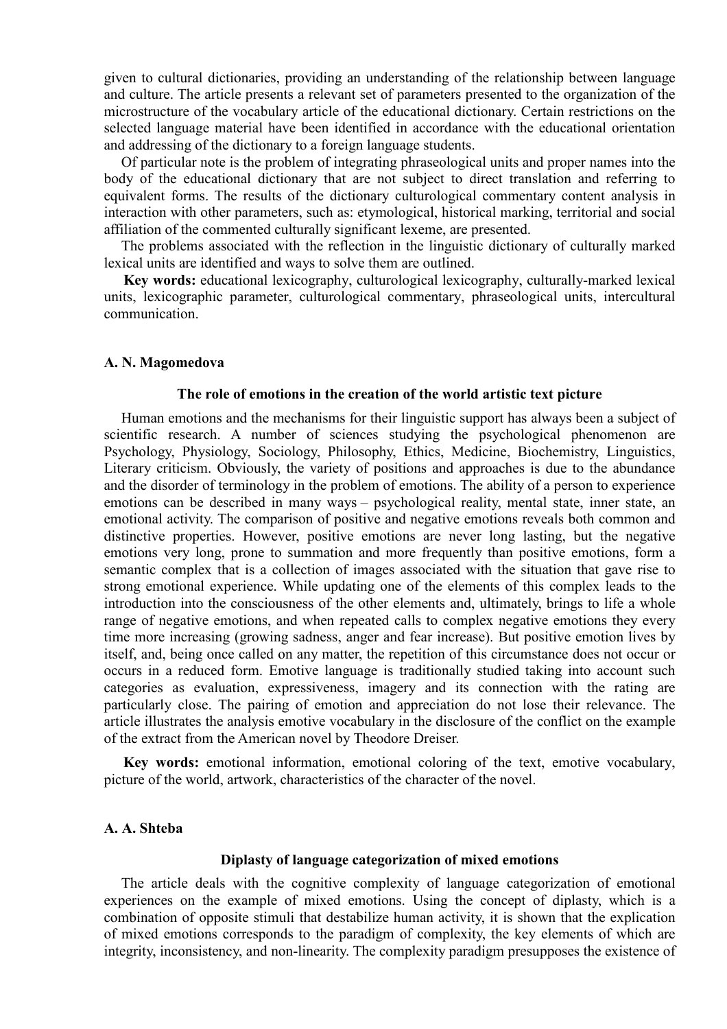given to cultural dictionaries, providing an understanding of the relationship between language and culture. The article presents a relevant set of parameters presented to the organization of the microstructure of the vocabulary article of the educational dictionary. Certain restrictions on the selected language material have been identified in accordance with the educational orientation and addressing of the dictionary to a foreign language students.

Of particular note is the problem of integrating phraseological units and proper names into the body of the educational dictionary that are not subject to direct translation and referring to equivalent forms. The results of the dictionary culturological commentary content analysis in interaction with other parameters, such as: etymological, historical marking, territorial and social affiliation of the commented culturally significant lexeme, are presented.

The problems associated with the reflection in the linguistic dictionary of culturally marked lexical units are identified and ways to solve them are outlined.

**Key words:** educational lexicography, culturological lexicography, culturally-marked lexical units, lexicographic parameter, culturological commentary, phraseological units, intercultural communication.

**A. N. Magomedova**

### The role of emotions in the creation of the world artistic text picture

Human emotions and the mechanisms for their linguistic support has always been a subject of scientific research. A number of sciences studying the psychological phenomenon are Psychology, Physiology, Sociology, Philosophy, Ethics, Medicine, Biochemistry, Linguistics, Literary criticism. Obviously, the variety of positions and approaches is due to the abundance and the disorder of terminology in the problem of emotions. The ability of a person to experience emotions can be described in many ways – psychological reality, mental state, inner state, an emotional activity. The comparison of positive and negative emotions reveals both common and distinctive properties. However, positive emotions are never long lasting, but the negative emotions very long, prone to summation and more frequently than positive emotions, form a semantic complex that is a collection of images associated with the situation that gave rise to strong emotional experience. While updating one of the elements of this complex leads to the introduction into the consciousness of the other elements and, ultimately, brings to life a whole range of negative emotions, and when repeated calls to complex negative emotions they every time more increasing (growing sadness, anger and fear increase). But positive emotion lives by itself, and, being once called on any matter, the repetition of this circumstance does not occur or occurs in a reduced form. Emotive language is traditionally studied taking into account such categories as evaluation, expressiveness, imagery and its connection with the rating are particularly close. The pairing of emotion and appreciation do not lose their relevance. The article illustrates the analysis emotive vocabulary in the disclosure of the conflict on the example of the extract from the American novel by Theodore Dreiser.

**Key words:** emotional information, emotional coloring of the text, emotive vocabulary, picture of the world, artwork, characteristics of the character of the novel.

**A. A. Shteba**

### Diplasty of language categorization of mixed emotions

The article deals with the cognitive complexity of language categorization of emotional experiences on the example of mixed emotions. Using the concept of diplasty, which is a combination of opposite stimuli that destabilize human activity, it is shown that the explication of mixed emotions corresponds to the paradigm of complexity, the key elements of which are integrity, inconsistency, and non-linearity. The complexity paradigm presupposes the existence of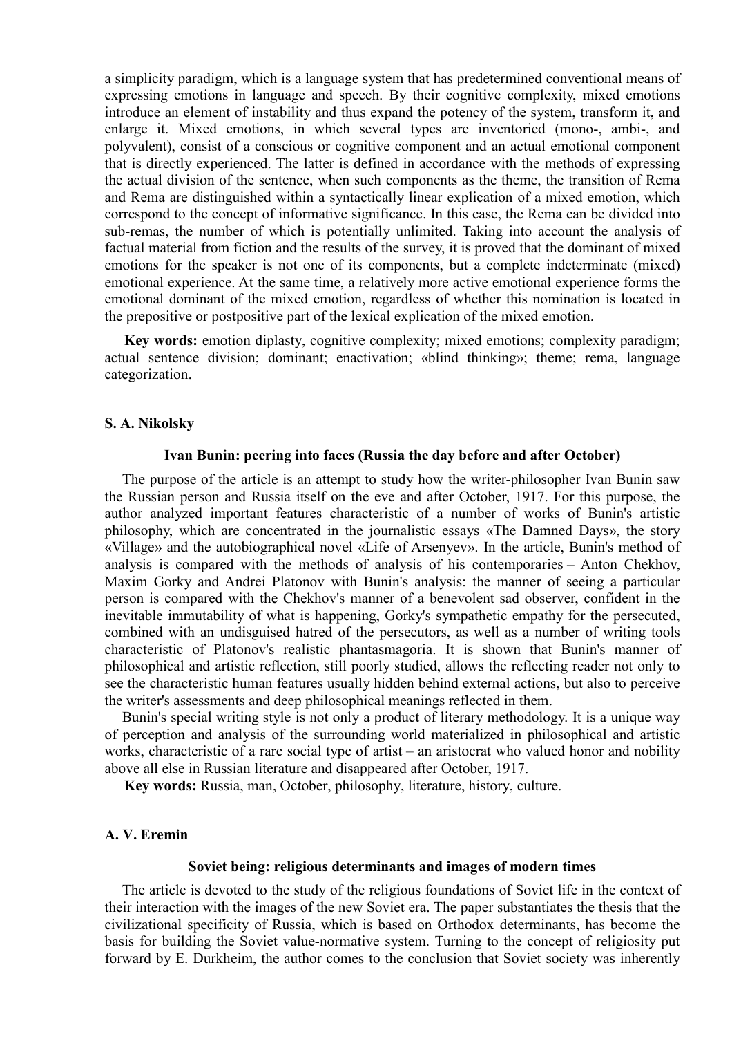a simplicity paradigm, which is a language system that has predetermined conventional means of expressing emotions in language and speech. By their cognitive complexity, mixed emotions introduce an element of instability and thus expand the potency of the system, transform it, and enlarge it. Mixed emotions, in which several types are inventoried (mono-, ambi-, and polyvalent), consist of a conscious or cognitive component and an actual emotional component that is directly experienced. The latter is defined in accordance with the methods of expressing the actual division of the sentence, when such components as the theme, the transition of Rema and Rema are distinguished within a syntactically linear explication of a mixed emotion, which correspond to the concept of informative significance. In this case, the Rema can be divided into sub-remas, the number of which is potentially unlimited. Taking into account the analysis of factual material from fiction and the results of the survey, it is proved that the dominant of mixed emotions for the speaker is not one of its components, but a complete indeterminate (mixed) emotional experience. At the same time, a relatively more active emotional experience forms the emotional dominant of the mixed emotion, regardless of whether this nomination is located in the prepositive or postpositive part of the lexical explication of the mixed emotion.

**Key words:** emotion diplasty, cognitive complexity; mixed emotions; complexity paradigm; actual sentence division; dominant; enactivation; «blind thinking»; theme; rema, language categorization.

**S. A. Nikolsky**

### Ivan Bunin: peering into faces (Russia the day before and after October)

The purpose of the article is an attempt to study how the writer-philosopher Ivan Bunin saw the Russian person and Russia itself on the eve and after October, 1917. For this purpose, the author analyzed important features characteristic of a number of works of Bunin's artistic philosophy, which are concentrated in the journalistic essays «The Damned Days», the story «Village» and the autobiographical novel «Life of Arsenyev». In the article, Bunin's method of analysis is compared with the methods of analysis of his contemporaries – Anton Chekhov, Maxim Gorky and Andrei Platonov with Bunin's analysis: the manner of seeing a particular person is compared with the Chekhov's manner of a benevolent sad observer, confident in the inevitable immutability of what is happening, Gorky's sympathetic empathy for the persecuted, combined with an undisguised hatred of the persecutors, as well as a number of writing tools characteristic of Platonov's realistic phantasmagoria. It is shown that Bunin's manner of philosophical and artistic reflection, still poorly studied, allows the reflecting reader not only to see the characteristic human features usually hidden behind external actions, but also to perceive the writer's assessments and deep philosophical meanings reflected in them.

Bunin's special writing style is not only a product of literary methodology. It is a unique way of perception and analysis of the surrounding world materialized in philosophical and artistic works, characteristic of a rare social type of artist – an aristocrat who valued honor and nobility above all else in Russian literature and disappeared after October, 1917.

**Key words:** Russia, man, October, philosophy, literature, history, culture.

**A. V. Eremin**

### Soviet being: religious determinants and images of modern times

The article is devoted to the study of the religious foundations of Soviet life in the context of their interaction with the images of the new Soviet era. The paper substantiates the thesis that the civilizational specificity of Russia, which is based on Orthodox determinants, has become the basis for building the Soviet value-normative system. Turning to the concept of religiosity put forward by E. Durkheim, the author comes to the conclusion that Soviet society was inherently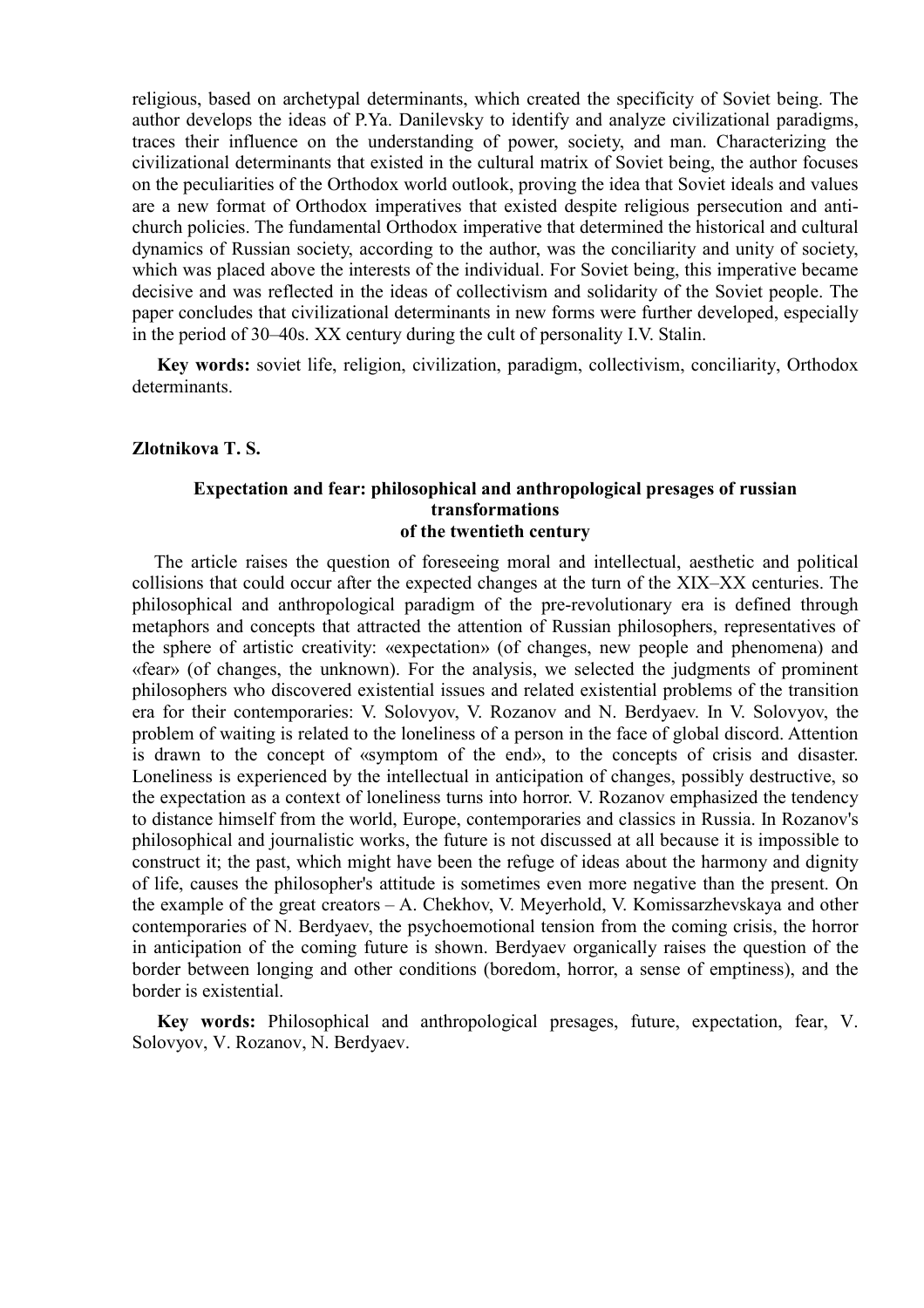religious, based on archetypal determinants, which created the specificity of Soviet being. The author develops the ideas of P.Ya. Danilevsky to identify and analyze civilizational paradigms, traces their influence on the understanding of power, society, and man. Characterizing the civilizational determinants that existed in the cultural matrix of Soviet being, the author focuses on the peculiarities of the Orthodox world outlook, proving the idea that Soviet ideals and values are a new format of Orthodox imperatives that existed despite religious persecution and anti-church policies. The fundamental Orthodox imperative that determined the historical and cultural dynamics of Russian society, according to the author, was the conciliarity and unity of society, which was placed above the interests of the individual. For Soviet being, this imperative became decisive and was reflected in the ideas of collectivism and solidarity of the Soviet people. The paper concludes that civilizational determinants in new forms were further developed, especially in the period of 30–40s. XX century during the cult of personality I.V. Stalin.

**Key words:** soviet life, religion, civilization, paradigm, collectivism, conciliarity, Orthodox determinants.

**Zlotnikova T. S.**

### Expectation and fear: philosophical and anthropological presages of russian transformations of the twentieth century

The article raises the question of foreseeing moral and intellectual, aesthetic and political collisions that could occur after the expected changes at the turn of the XIX–XX centuries. The philosophical and anthropological paradigm of the pre-revolutionary era is defined through metaphors and concepts that attracted the attention of Russian philosophers, representatives of the sphere of artistic creativity: «expectation» (of changes, new people and phenomena) and «fear» (of changes, the unknown). For the analysis, we selected the judgments of prominent philosophers who discovered existential issues and related existential problems of the transition era for their contemporaries: V. Solovyov, V. Rozanov and N. Berdyaev. In V. Solovyov, the problem of waiting is related to the loneliness of a person in the face of global discord. Attention is drawn to the concept of «symptom of the end», to the concepts of crisis and disaster. Loneliness is experienced by the intellectual in anticipation of changes, possibly destructive, so the expectation as a context of loneliness turns into horror. V. Rozanov emphasized the tendency to distance himself from the world, Europe, contemporaries and classics in Russia. In Rozanov's philosophical and journalistic works, the future is not discussed at all because it is impossible to construct it; the past, which might have been the refuge of ideas about the harmony and dignity of life, causes the philosopher's attitude is sometimes even more negative than the present. On the example of the great creators – A. Chekhov, V. Meyerhold, V. Komissarzhevskaya and other contemporaries of N. Berdyaev, the psychoemotional tension from the coming crisis, the horror in anticipation of the coming future is shown. Berdyaev organically raises the question of the border between longing and other conditions (boredom, horror, a sense of emptiness), and the border is existential.

**Key words:** Philosophical and anthropological presages, future, expectation, fear, V. Solovyov, V. Rozanov, N. Berdyaev.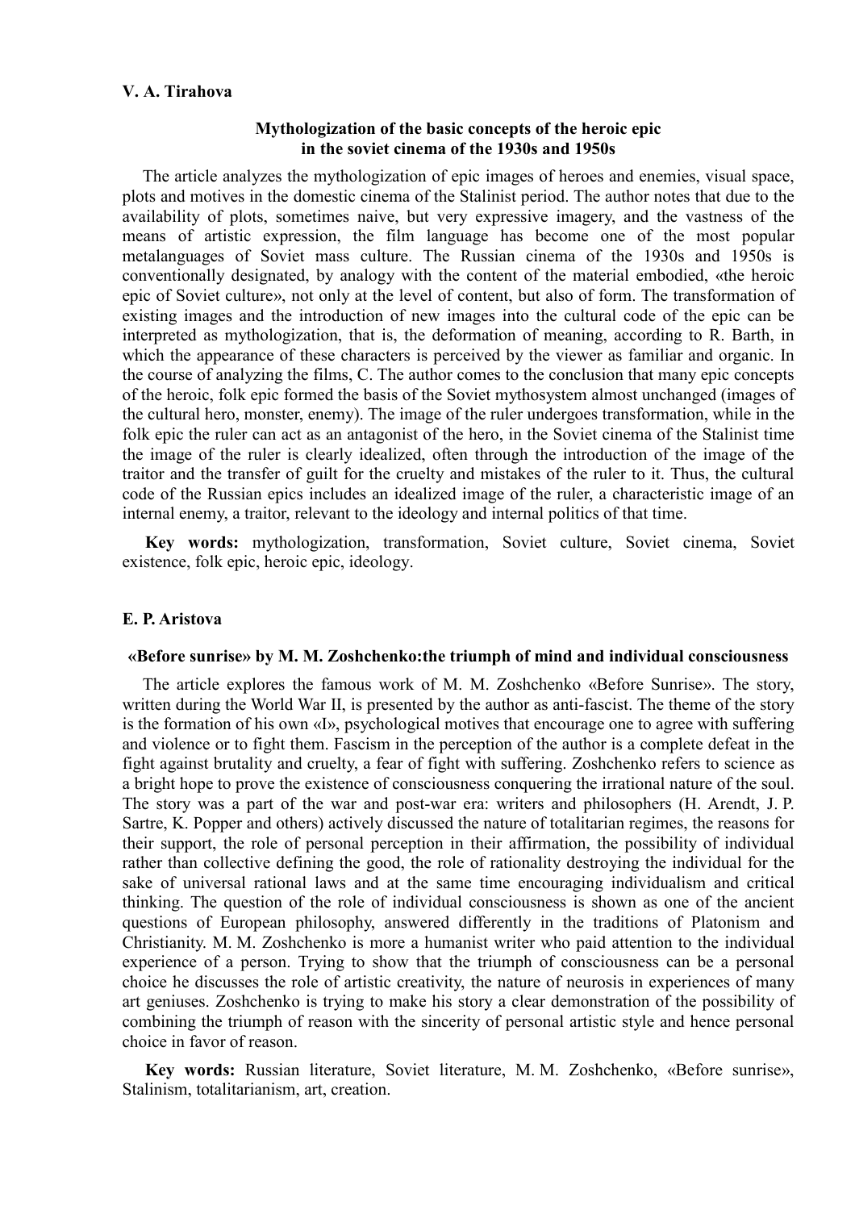**V. A. Tirahova**

### Mythologization of the basic concepts of the heroic epic in the soviet cinema of the 1930s and 1950s

The article analyzes the mythologization of epic images of heroes and enemies, visual space, plots and motives in the domestic cinema of the Stalinist period. The author notes that due to the availability of plots, sometimes naive, but very expressive imagery, and the vastness of the means of artistic expression, the film language has become one of the most popular metalanguages of Soviet mass culture. The Russian cinema of the 1930s and 1950s is conventionally designated, by analogy with the content of the material embodied, «the heroic epic of Soviet culture», not only at the level of content, but also of form. The transformation of existing images and the introduction of new images into the cultural code of the epic can be interpreted as mythologization, that is, the deformation of meaning, according to R. Barth, in which the appearance of these characters is perceived by the viewer as familiar and organic. In the course of analyzing the films, C. The author comes to the conclusion that many epic concepts of the heroic, folk epic formed the basis of the Soviet mythosystem almost unchanged (images of the cultural hero, monster, enemy). The image of the ruler undergoes transformation, while in the folk epic the ruler can act as an antagonist of the hero, in the Soviet cinema of the Stalinist time the image of the ruler is clearly idealized, often through the introduction of the image of the traitor and the transfer of guilt for the cruelty and mistakes of the ruler to it. Thus, the cultural code of the Russian epics includes an idealized image of the ruler, a characteristic image of an internal enemy, a traitor, relevant to the ideology and internal politics of that time.

**Key words:** mythologization, transformation, Soviet culture, Soviet cinema, Soviet existence, folk epic, heroic epic, ideology.

**E. P. Aristova**

### «Before sunrise» by M. M. Zoshchenko:the triumph of mind and individual consciousness

The article explores the famous work of M. M. Zoshchenko «Before Sunrise». The story, written during the World War II, is presented by the author as anti-fascist. The theme of the story is the formation of his own «I», psychological motives that encourage one to agree with suffering and violence or to fight them. Fascism in the perception of the author is a complete defeat in the fight against brutality and cruelty, a fear of fight with suffering. Zoshchenko refers to science as a bright hope to prove the existence of consciousness conquering the irrational nature of the soul. The story was a part of the war and post-war era: writers and philosophers (H. Arendt, J. P. Sartre, K. Popper and others) actively discussed the nature of totalitarian regimes, the reasons for their support, the role of personal perception in their affirmation, the possibility of individual rather than collective defining the good, the role of rationality destroying the individual for the sake of universal rational laws and at the same time encouraging individualism and critical thinking. The question of the role of individual consciousness is shown as one of the ancient questions of European philosophy, answered differently in the traditions of Platonism and Christianity. M. M. Zoshchenko is more a humanist writer who paid attention to the individual experience of a person. Trying to show that the triumph of consciousness can be a personal choice he discusses the role of artistic creativity, the nature of neurosis in experiences of many art geniuses. Zoshchenko is trying to make his story a clear demonstration of the possibility of combining the triumph of reason with the sincerity of personal artistic style and hence personal choice in favor of reason.

**Key words:** Russian literature, Soviet literature, M. M. Zoshchenko, «Before sunrise», Stalinism, totalitarianism, art, creation.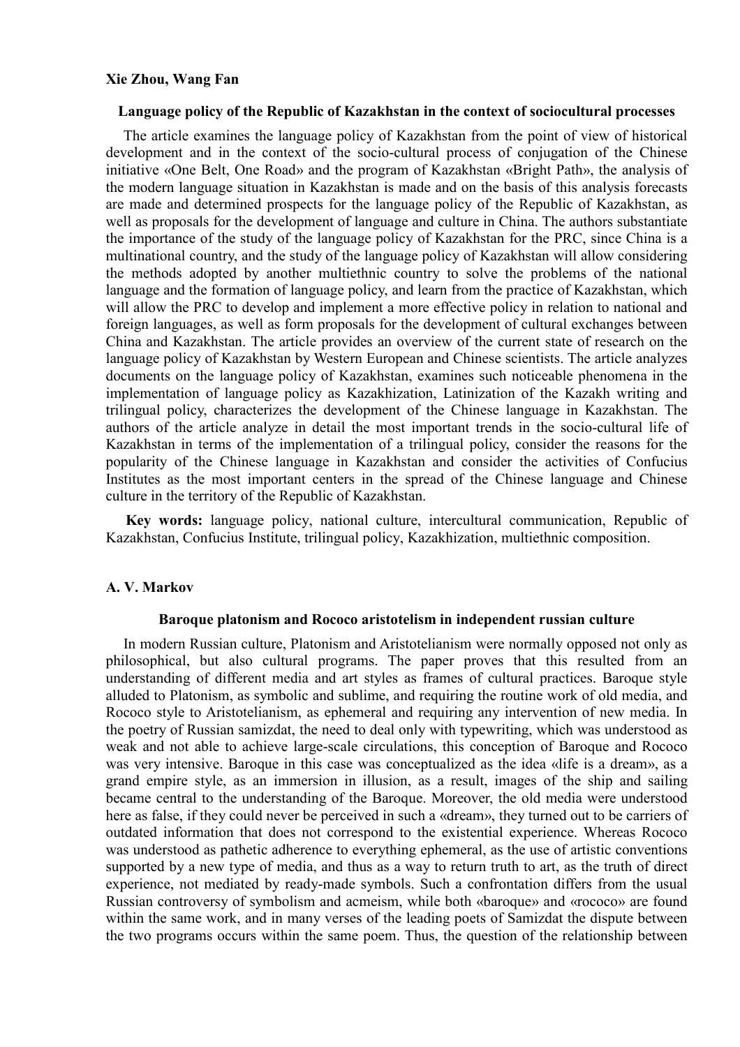**Xie Zhou, Wang Fan**

**Language policy of the Republic of Kazakhstan in the context of sociocultural processes**

The article examines the language policy of Kazakhstan from the point of view of historical development and in the context of the socio-cultural process of conjugation of the Chinese initiative «One Belt, One Road» and the program of Kazakhstan «Bright Path», the analysis of the modern language situation in Kazakhstan is made and on the basis of this analysis forecasts are made and determined prospects for the language policy of the Republic of Kazakhstan, as well as proposals for the development of language and culture in China. The authors substantiate the importance of the study of the language policy of Kazakhstan for the PRC, since China is a multinational country, and the study of the language policy of Kazakhstan will allow considering the methods adopted by another multiethnic country to solve the problems of the national language and the formation of language policy, and learn from the practice of Kazakhstan, which will allow the PRC to develop and implement a more effective policy in relation to national and foreign languages, as well as form proposals for the development of cultural exchanges between China and Kazakhstan. The article provides an overview of the current state of research on the language policy of Kazakhstan by Western European and Chinese scientists. The article analyzes documents on the language policy of Kazakhstan, examines such noticeable phenomena in the implementation of language policy as Kazakhization, Latinization of the Kazakh writing and trilingual policy, characterizes the development of the Chinese language in Kazakhstan. The authors of the article analyze in detail the most important trends in the socio-cultural life of Kazakhstan in terms of the implementation of a trilingual policy, consider the reasons for the popularity of the Chinese language in Kazakhstan and consider the activities of Confucius Institutes as the most important centers in the spread of the Chinese language and Chinese culture in the territory of the Republic of Kazakhstan.

**Key words:** language policy, national culture, intercultural communication, Republic of Kazakhstan, Confucius Institute, trilingual policy, Kazakhization, multiethnic composition.

**A. V. Markov**

**Baroque platonism and Rococo aristotelism in independent russian culture**

In modern Russian culture, Platonism and Aristotelianism were normally opposed not only as philosophical, but also cultural programs. The paper proves that this resulted from an understanding of different media and art styles as frames of cultural practices. Baroque style alluded to Platonism, as symbolic and sublime, and requiring the routine work of old media, and Rococo style to Aristotelianism, as ephemeral and requiring any intervention of new media. In the poetry of Russian samizdat, the need to deal only with typewriting, which was understood as weak and not able to achieve large-scale circulations, this conception of Baroque and Rococo was very intensive. Baroque in this case was conceptualized as the idea «life is a dream», as a grand empire style, as an immersion in illusion, as a result, images of the ship and sailing became central to the understanding of the Baroque. Moreover, the old media were understood here as false, if they could never be perceived in such a «dream», they turned out to be carriers of outdated information that does not correspond to the existential experience. Whereas Rococo was understood as pathetic adherence to everything ephemeral, as the use of artistic conventions supported by a new type of media, and thus as a way to return truth to art, as the truth of direct experience, not mediated by ready-made symbols. Such a confrontation differs from the usual Russian controversy of symbolism and acmeism, while both «baroque» and «rococo» are found within the same work, and in many verses of the leading poets of Samizdat the dispute between the two programs occurs within the same poem. Thus, the question of the relationship between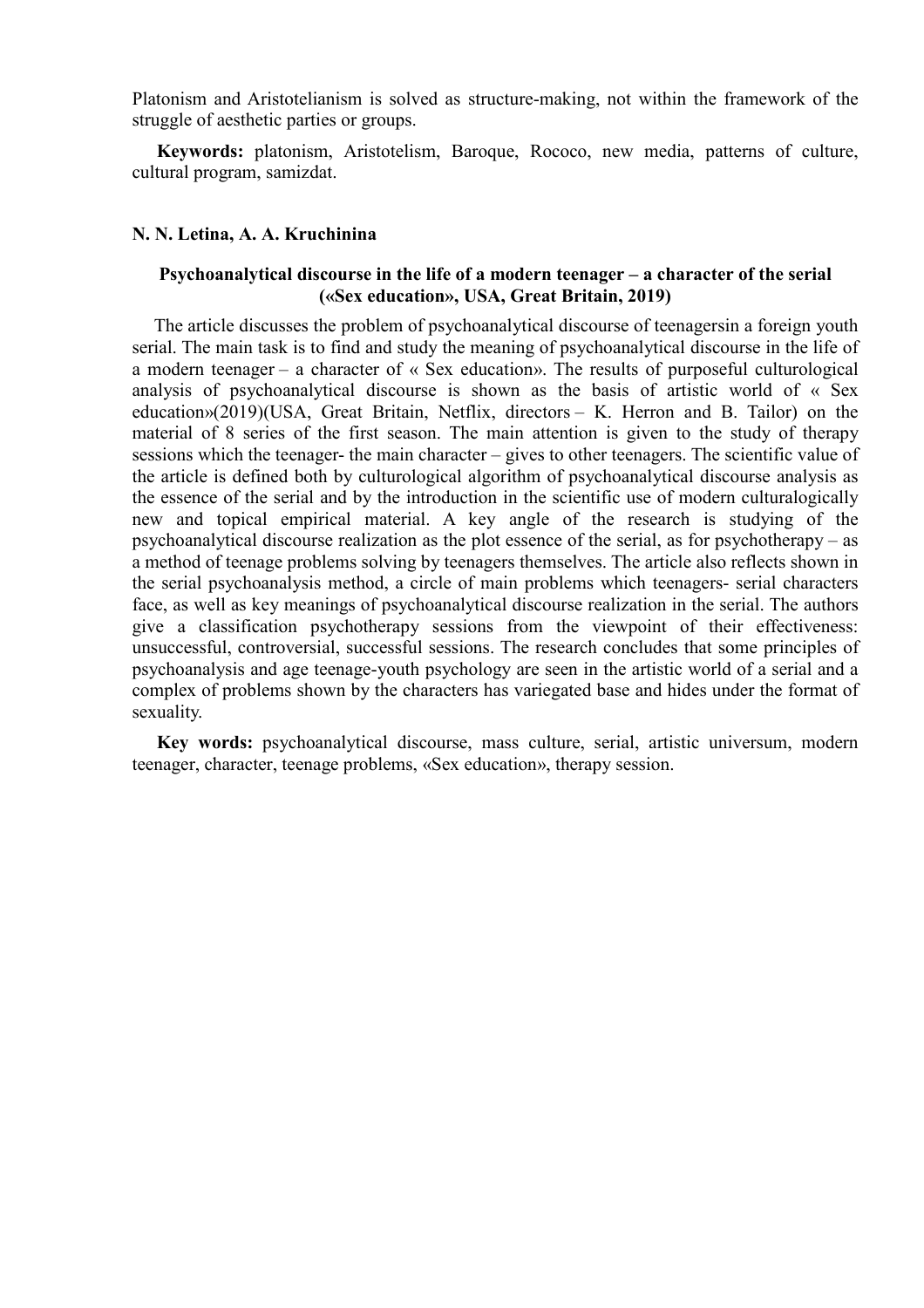Platonism and Aristotelianism is solved as structure-making, not within the framework of the struggle of aesthetic parties or groups.

**Keywords:** platonism, Aristotelism, Baroque, Rococo, new media, patterns of culture, cultural program, samizdat.

**N. N. Letina, A. A. Kruchinina**

### Psychoanalytical discourse in the life of a modern teenager – a character of the serial («Sex education», USA, Great Britain, 2019)

The article discusses the problem of psychoanalytical discourse of teenagersin a foreign youth serial. The main task is to find and study the meaning of psychoanalytical discourse in the life of a modern teenager – a character of « Sex education». The results of purposeful culturological analysis of psychoanalytical discourse is shown as the basis of artistic world of « Sex education»(2019)(USA, Great Britain, Netflix, directors – K. Herron and B. Tailor) on the material of 8 series of the first season. The main attention is given to the study of therapy sessions which the teenager- the main character – gives to other teenagers. The scientific value of the article is defined both by culturological algorithm of psychoanalytical discourse analysis as the essence of the serial and by the introduction in the scientific use of modern culturalogically new and topical empirical material. A key angle of the research is studying of the psychoanalytical discourse realization as the plot essence of the serial, as for psychotherapy – as a method of teenage problems solving by teenagers themselves. The article also reflects shown in the serial psychoanalysis method, a circle of main problems which teenagers- serial characters face, as well as key meanings of psychoanalytical discourse realization in the serial. The authors give a classification psychotherapy sessions from the viewpoint of their effectiveness: unsuccessful, controversial, successful sessions. The research concludes that some principles of psychoanalysis and age teenage-youth psychology are seen in the artistic world of a serial and a complex of problems shown by the characters has variegated base and hides under the format of sexuality.

**Key words:** psychoanalytical discourse, mass culture, serial, artistic universum, modern teenager, character, teenage problems, «Sex education», therapy session.